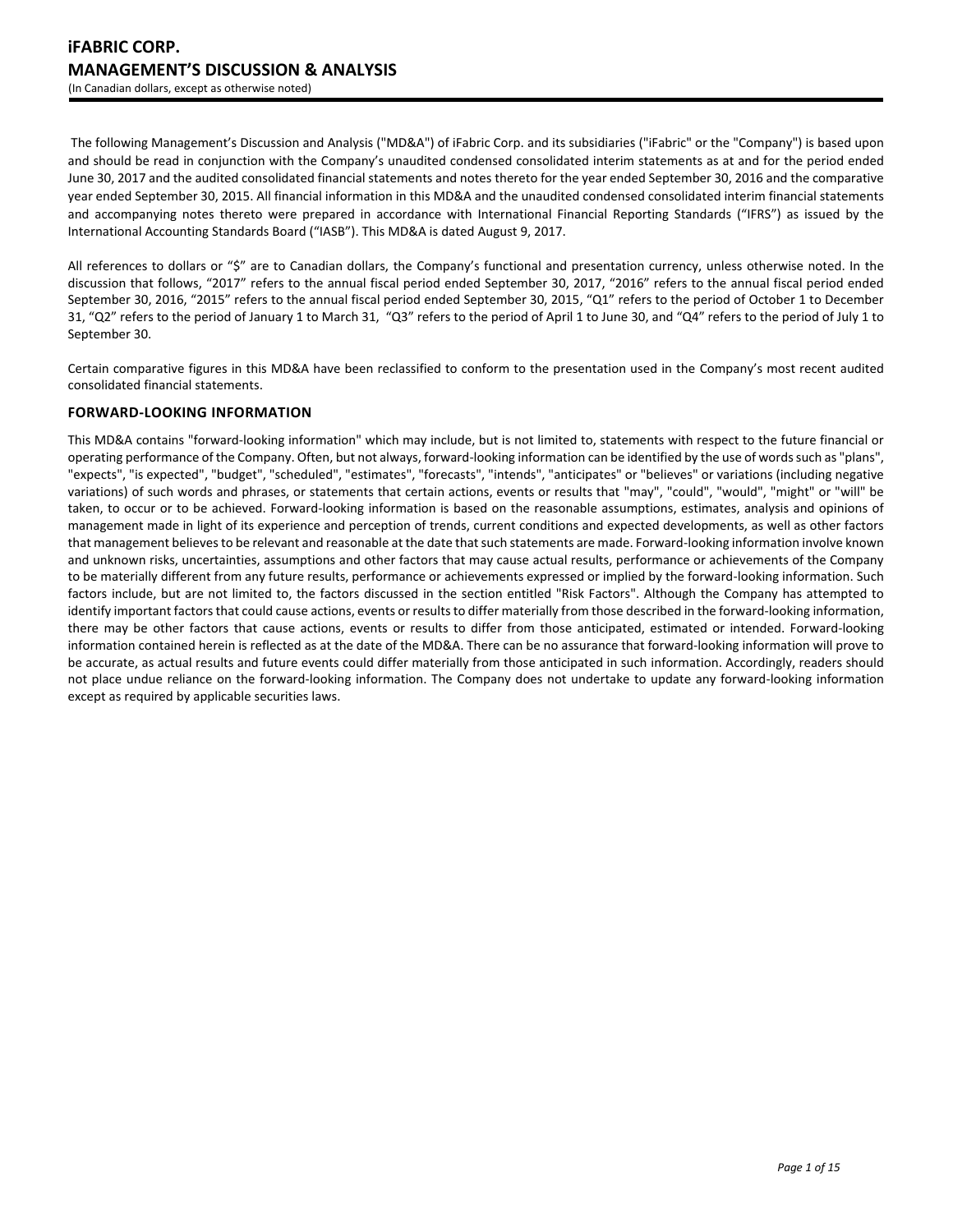# iFABRIC CORP.
# MANAGEMENT'S DISCUSSION & ANALYSIS
(In Canadian dollars, except as otherwise noted)

The following Management's Discussion and Analysis ("MD&A") of iFabric Corp. and its subsidiaries ("iFabric" or the "Company") is based upon and should be read in conjunction with the Company's unaudited condensed consolidated interim statements as at and for the period ended June 30, 2017 and the audited consolidated financial statements and notes thereto for the year ended September 30, 2016 and the comparative year ended September 30, 2015. All financial information in this MD&A and the unaudited condensed consolidated interim financial statements and accompanying notes thereto were prepared in accordance with International Financial Reporting Standards ("IFRS") as issued by the International Accounting Standards Board ("IASB"). This MD&A is dated August 9, 2017.

All references to dollars or "$" are to Canadian dollars, the Company's functional and presentation currency, unless otherwise noted. In the discussion that follows, "2017" refers to the annual fiscal period ended September 30, 2017, "2016" refers to the annual fiscal period ended September 30, 2016, "2015" refers to the annual fiscal period ended September 30, 2015, "Q1" refers to the period of October 1 to December 31, "Q2" refers to the period of January 1 to March 31, "Q3" refers to the period of April 1 to June 30, and "Q4" refers to the period of July 1 to September 30.

Certain comparative figures in this MD&A have been reclassified to conform to the presentation used in the Company's most recent audited consolidated financial statements.

## FORWARD-LOOKING INFORMATION

This MD&A contains "forward-looking information" which may include, but is not limited to, statements with respect to the future financial or operating performance of the Company. Often, but not always, forward-looking information can be identified by the use of words such as "plans", "expects", "is expected", "budget", "scheduled", "estimates", "forecasts", "intends", "anticipates" or "believes" or variations (including negative variations) of such words and phrases, or statements that certain actions, events or results that "may", "could", "would", "might" or "will" be taken, to occur or to be achieved. Forward-looking information is based on the reasonable assumptions, estimates, analysis and opinions of management made in light of its experience and perception of trends, current conditions and expected developments, as well as other factors that management believes to be relevant and reasonable at the date that such statements are made. Forward-looking information involve known and unknown risks, uncertainties, assumptions and other factors that may cause actual results, performance or achievements of the Company to be materially different from any future results, performance or achievements expressed or implied by the forward-looking information. Such factors include, but are not limited to, the factors discussed in the section entitled "Risk Factors". Although the Company has attempted to identify important factors that could cause actions, events or results to differ materially from those described in the forward-looking information, there may be other factors that cause actions, events or results to differ from those anticipated, estimated or intended. Forward-looking information contained herein is reflected as at the date of the MD&A. There can be no assurance that forward-looking information will prove to be accurate, as actual results and future events could differ materially from those anticipated in such information. Accordingly, readers should not place undue reliance on the forward-looking information. The Company does not undertake to update any forward-looking information except as required by applicable securities laws.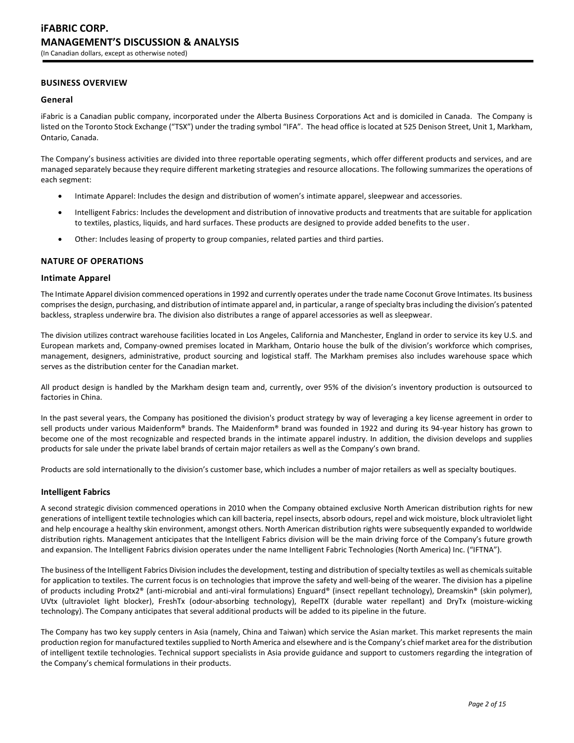## BUSINESS OVERVIEW

### General

iFabric is a Canadian public company, incorporated under the Alberta Business Corporations Act and is domiciled in Canada. The Company is listed on the Toronto Stock Exchange ("TSX") under the trading symbol "IFA". The head office is located at 525 Denison Street, Unit 1, Markham, Ontario, Canada.

The Company's business activities are divided into three reportable operating segments, which offer different products and services, and are managed separately because they require different marketing strategies and resource allocations. The following summarizes the operations of each segment:

- Intimate Apparel: Includes the design and distribution of women's intimate apparel, sleepwear and accessories.
- Intelligent Fabrics: Includes the development and distribution of innovative products and treatments that are suitable for application to textiles, plastics, liquids, and hard surfaces. These products are designed to provide added benefits to the user.
- Other: Includes leasing of property to group companies, related parties and third parties.

## NATURE OF OPERATIONS

### Intimate Apparel

The Intimate Apparel division commenced operations in 1992 and currently operates under the trade name Coconut Grove Intimates. Its business comprises the design, purchasing, and distribution of intimate apparel and, in particular, a range of specialty bras including the division's patented backless, strapless underwire bra. The division also distributes a range of apparel accessories as well as sleepwear.

The division utilizes contract warehouse facilities located in Los Angeles, California and Manchester, England in order to service its key U.S. and European markets and, Company-owned premises located in Markham, Ontario house the bulk of the division's workforce which comprises, management, designers, administrative, product sourcing and logistical staff. The Markham premises also includes warehouse space which serves as the distribution center for the Canadian market.

All product design is handled by the Markham design team and, currently, over 95% of the division's inventory production is outsourced to factories in China.

In the past several years, the Company has positioned the division's product strategy by way of leveraging a key license agreement in order to sell products under various Maidenform® brands. The Maidenform® brand was founded in 1922 and during its 94-year history has grown to become one of the most recognizable and respected brands in the intimate apparel industry. In addition, the division develops and supplies products for sale under the private label brands of certain major retailers as well as the Company's own brand.

Products are sold internationally to the division's customer base, which includes a number of major retailers as well as specialty boutiques.

### Intelligent Fabrics

A second strategic division commenced operations in 2010 when the Company obtained exclusive North American distribution rights for new generations of intelligent textile technologies which can kill bacteria, repel insects, absorb odours, repel and wick moisture, block ultraviolet light and help encourage a healthy skin environment, amongst others. North American distribution rights were subsequently expanded to worldwide distribution rights. Management anticipates that the Intelligent Fabrics division will be the main driving force of the Company's future growth and expansion. The Intelligent Fabrics division operates under the name Intelligent Fabric Technologies (North America) Inc. ("IFTNA").

The business of the Intelligent Fabrics Division includes the development, testing and distribution of specialty textiles as well as chemicals suitable for application to textiles. The current focus is on technologies that improve the safety and well-being of the wearer. The division has a pipeline of products including Protx2® (anti-microbial and anti-viral formulations) Enguard® (insect repellant technology), Dreamskin® (skin polymer), UVtx (ultraviolet light blocker), FreshTx (odour-absorbing technology), RepelTX (durable water repellant) and DryTx (moisture-wicking technology). The Company anticipates that several additional products will be added to its pipeline in the future.

The Company has two key supply centers in Asia (namely, China and Taiwan) which service the Asian market. This market represents the main production region for manufactured textiles supplied to North America and elsewhere and is the Company's chief market area for the distribution of intelligent textile technologies. Technical support specialists in Asia provide guidance and support to customers regarding the integration of the Company's chemical formulations in their products.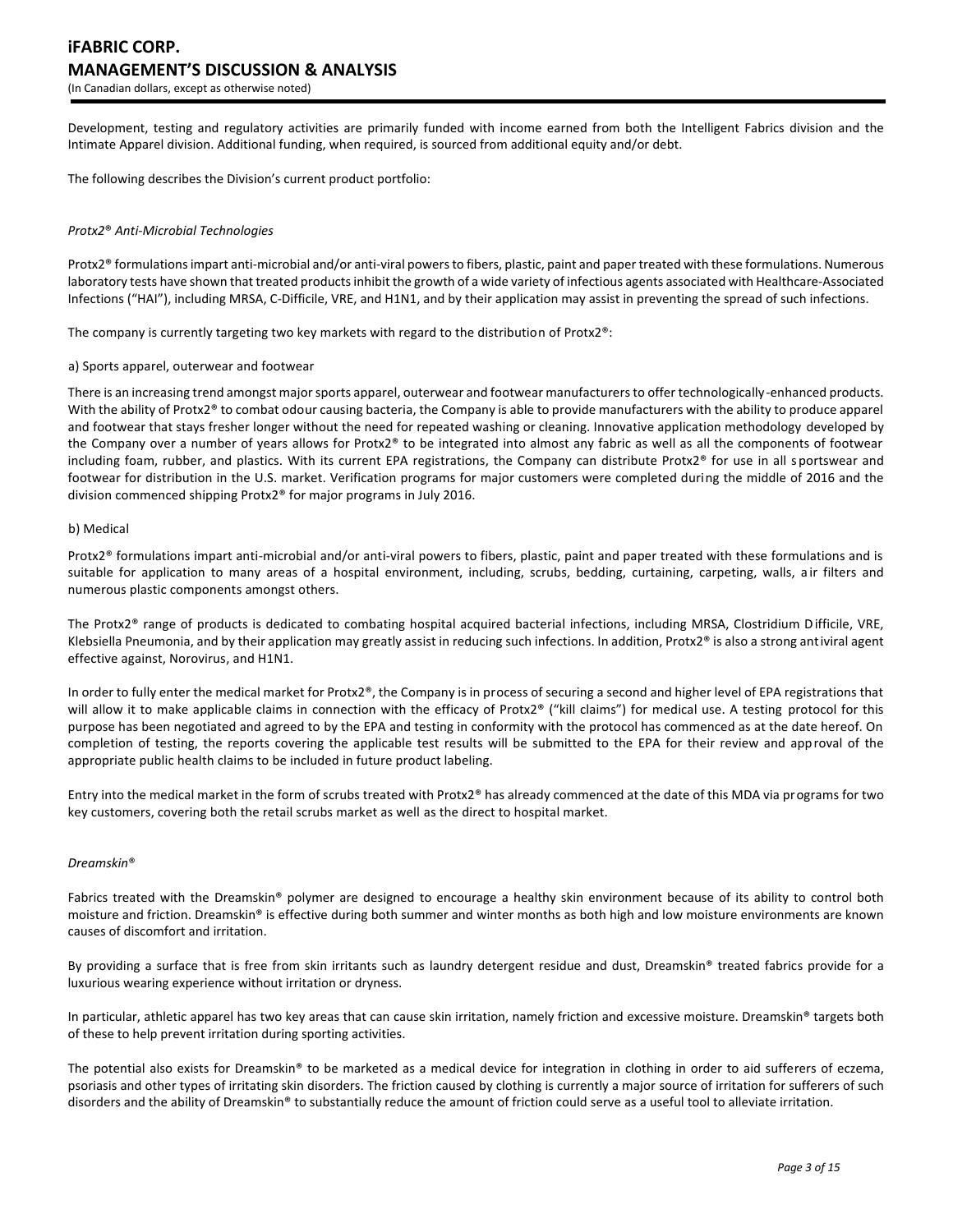Development, testing and regulatory activities are primarily funded with income earned from both the Intelligent Fabrics division and the Intimate Apparel division. Additional funding, when required, is sourced from additional equity and/or debt.

The following describes the Division's current product portfolio:

*Protx2® Anti-Microbial Technologies*

Protx2® formulations impart anti-microbial and/or anti-viral powers to fibers, plastic, paint and paper treated with these formulations. Numerous laboratory tests have shown that treated products inhibit the growth of a wide variety of infectious agents associated with Healthcare-Associated Infections ("HAI"), including MRSA, C-Difficile, VRE, and H1N1, and by their application may assist in preventing the spread of such infections.

The company is currently targeting two key markets with regard to the distribution of Protx2®:

a) Sports apparel, outerwear and footwear

There is an increasing trend amongst major sports apparel, outerwear and footwear manufacturers to offer technologically-enhanced products. With the ability of Protx2® to combat odour causing bacteria, the Company is able to provide manufacturers with the ability to produce apparel and footwear that stays fresher longer without the need for repeated washing or cleaning. Innovative application methodology developed by the Company over a number of years allows for Protx2® to be integrated into almost any fabric as well as all the components of footwear including foam, rubber, and plastics. With its current EPA registrations, the Company can distribute Protx2® for use in all sportswear and footwear for distribution in the U.S. market. Verification programs for major customers were completed during the middle of 2016 and the division commenced shipping Protx2® for major programs in July 2016.

b) Medical

Protx2® formulations impart anti-microbial and/or anti-viral powers to fibers, plastic, paint and paper treated with these formulations and is suitable for application to many areas of a hospital environment, including, scrubs, bedding, curtaining, carpeting, walls, air filters and numerous plastic components amongst others.

The Protx2® range of products is dedicated to combating hospital acquired bacterial infections, including MRSA, Clostridium Difficile, VRE, Klebsiella Pneumonia, and by their application may greatly assist in reducing such infections. In addition, Protx2® is also a strong antiviral agent effective against, Norovirus, and H1N1.

In order to fully enter the medical market for Protx2®, the Company is in process of securing a second and higher level of EPA registrations that will allow it to make applicable claims in connection with the efficacy of Protx2® ("kill claims") for medical use. A testing protocol for this purpose has been negotiated and agreed to by the EPA and testing in conformity with the protocol has commenced as at the date hereof. On completion of testing, the reports covering the applicable test results will be submitted to the EPA for their review and approval of the appropriate public health claims to be included in future product labeling.

Entry into the medical market in the form of scrubs treated with Protx2® has already commenced at the date of this MDA via programs for two key customers, covering both the retail scrubs market as well as the direct to hospital market.

*Dreamskin®*

Fabrics treated with the Dreamskin® polymer are designed to encourage a healthy skin environment because of its ability to control both moisture and friction. Dreamskin® is effective during both summer and winter months as both high and low moisture environments are known causes of discomfort and irritation.

By providing a surface that is free from skin irritants such as laundry detergent residue and dust, Dreamskin® treated fabrics provide for a luxurious wearing experience without irritation or dryness.

In particular, athletic apparel has two key areas that can cause skin irritation, namely friction and excessive moisture. Dreamskin® targets both of these to help prevent irritation during sporting activities.

The potential also exists for Dreamskin® to be marketed as a medical device for integration in clothing in order to aid sufferers of eczema, psoriasis and other types of irritating skin disorders. The friction caused by clothing is currently a major source of irritation for sufferers of such disorders and the ability of Dreamskin® to substantially reduce the amount of friction could serve as a useful tool to alleviate irritation.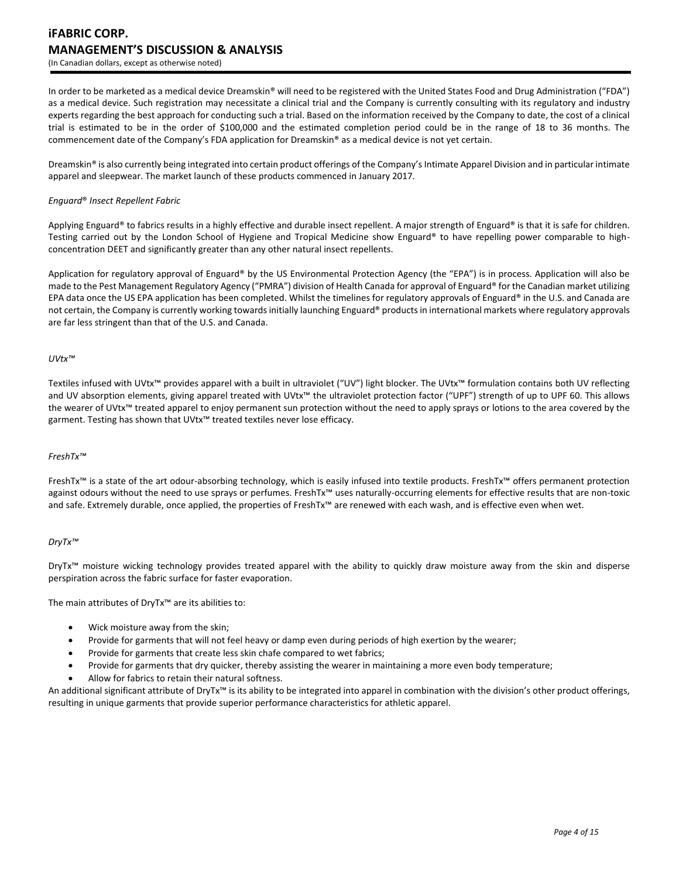In order to be marketed as a medical device Dreamskin® will need to be registered with the United States Food and Drug Administration ("FDA") as a medical device. Such registration may necessitate a clinical trial and the Company is currently consulting with its regulatory and industry experts regarding the best approach for conducting such a trial. Based on the information received by the Company to date, the cost of a clinical trial is estimated to be in the order of $100,000 and the estimated completion period could be in the range of 18 to 36 months. The commencement date of the Company's FDA application for Dreamskin® as a medical device is not yet certain.

Dreamskin® is also currently being integrated into certain product offerings of the Company's Intimate Apparel Division and in particular intimate apparel and sleepwear. The market launch of these products commenced in January 2017.

*Enguard® Insect Repellent Fabric*

Applying Enguard® to fabrics results in a highly effective and durable insect repellent. A major strength of Enguard® is that it is safe for children. Testing carried out by the London School of Hygiene and Tropical Medicine show Enguard® to have repelling power comparable to high-concentration DEET and significantly greater than any other natural insect repellents.

Application for regulatory approval of Enguard® by the US Environmental Protection Agency (the "EPA") is in process. Application will also be made to the Pest Management Regulatory Agency ("PMRA") division of Health Canada for approval of Enguard® for the Canadian market utilizing EPA data once the US EPA application has been completed. Whilst the timelines for regulatory approvals of Enguard® in the U.S. and Canada are not certain, the Company is currently working towards initially launching Enguard® products in international markets where regulatory approvals are far less stringent than that of the U.S. and Canada.

*UVtx™*

Textiles infused with UVtx™ provides apparel with a built in ultraviolet ("UV") light blocker. The UVtx™ formulation contains both UV reflecting and UV absorption elements, giving apparel treated with UVtx™ the ultraviolet protection factor ("UPF") strength of up to UPF 60. This allows the wearer of UVtx™ treated apparel to enjoy permanent sun protection without the need to apply sprays or lotions to the area covered by the garment. Testing has shown that UVtx™ treated textiles never lose efficacy.

*FreshTx™*

FreshTx™ is a state of the art odour-absorbing technology, which is easily infused into textile products. FreshTx™ offers permanent protection against odours without the need to use sprays or perfumes. FreshTx™ uses naturally-occurring elements for effective results that are non-toxic and safe. Extremely durable, once applied, the properties of FreshTx™ are renewed with each wash, and is effective even when wet.

*DryTx™*

DryTx™ moisture wicking technology provides treated apparel with the ability to quickly draw moisture away from the skin and disperse perspiration across the fabric surface for faster evaporation.

The main attributes of DryTx™ are its abilities to:

- Wick moisture away from the skin;
- Provide for garments that will not feel heavy or damp even during periods of high exertion by the wearer;
- Provide for garments that create less skin chafe compared to wet fabrics;
- Provide for garments that dry quicker, thereby assisting the wearer in maintaining a more even body temperature;
- Allow for fabrics to retain their natural softness.

An additional significant attribute of DryTx™ is its ability to be integrated into apparel in combination with the division's other product offerings, resulting in unique garments that provide superior performance characteristics for athletic apparel.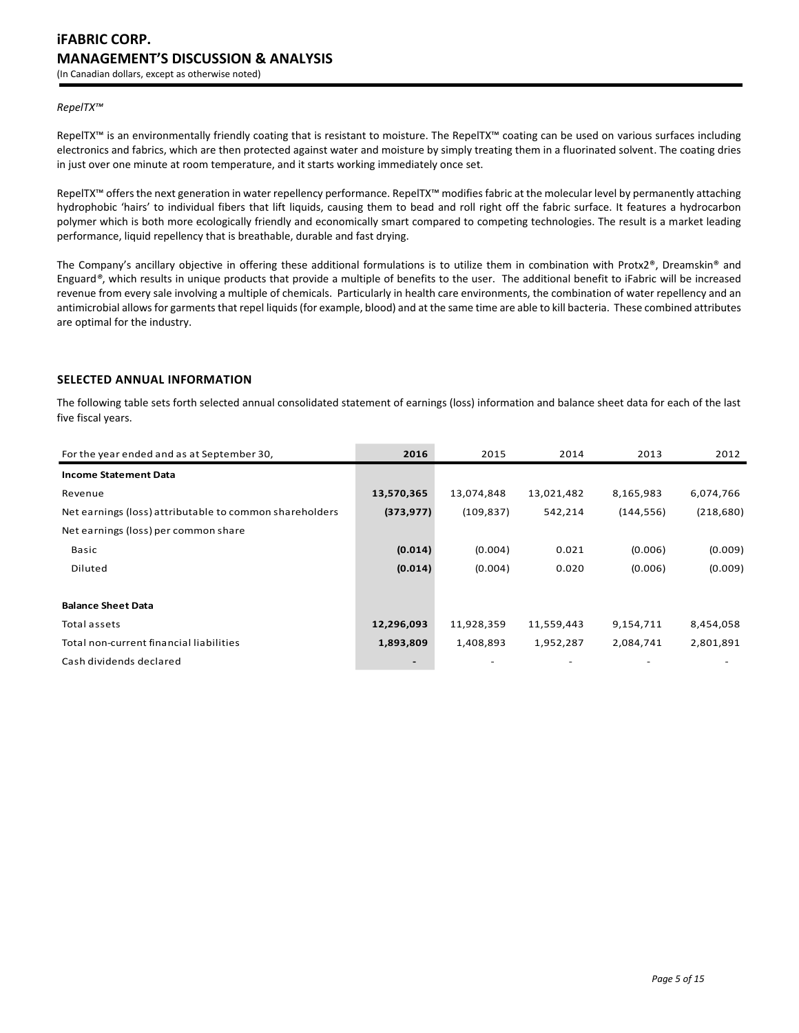*RepelTX™*

RepelTX™ is an environmentally friendly coating that is resistant to moisture. The RepelTX™ coating can be used on various surfaces including electronics and fabrics, which are then protected against water and moisture by simply treating them in a fluorinated solvent. The coating dries in just over one minute at room temperature, and it starts working immediately once set.

RepelTX™ offers the next generation in water repellency performance. RepelTX™ modifies fabric at the molecular level by permanently attaching hydrophobic 'hairs' to individual fibers that lift liquids, causing them to bead and roll right off the fabric surface. It features a hydrocarbon polymer which is both more ecologically friendly and economically smart compared to competing technologies. The result is a market leading performance, liquid repellency that is breathable, durable and fast drying.

The Company's ancillary objective in offering these additional formulations is to utilize them in combination with Protx2®, Dreamskin® and Enguard®, which results in unique products that provide a multiple of benefits to the user. The additional benefit to iFabric will be increased revenue from every sale involving a multiple of chemicals. Particularly in health care environments, the combination of water repellency and an antimicrobial allows for garments that repel liquids (for example, blood) and at the same time are able to kill bacteria. These combined attributes are optimal for the industry.

## SELECTED ANNUAL INFORMATION

The following table sets forth selected annual consolidated statement of earnings (loss) information and balance sheet data for each of the last five fiscal years.

| For the year ended and as at September 30, | 2016 | 2015 | 2014 | 2013 | 2012 |
|---|---|---|---|---|---|
| **Income Statement Data** | | | | | |
| Revenue | **13,570,365** | 13,074,848 | 13,021,482 | 8,165,983 | 6,074,766 |
| Net earnings (loss) attributable to common shareholders | **(373,977)** | (109,837) | 542,214 | (144,556) | (218,680) |
| Net earnings (loss) per common share | | | | | |
| Basic | **(0.014)** | (0.004) | 0.021 | (0.006) | (0.009) |
| Diluted | **(0.014)** | (0.004) | 0.020 | (0.006) | (0.009) |
| **Balance Sheet Data** | | | | | |
| Total assets | **12,296,093** | 11,928,359 | 11,559,443 | 9,154,711 | 8,454,058 |
| Total non-current financial liabilities | **1,893,809** | 1,408,893 | 1,952,287 | 2,084,741 | 2,801,891 |
| Cash dividends declared | **-** | - | - | - | - |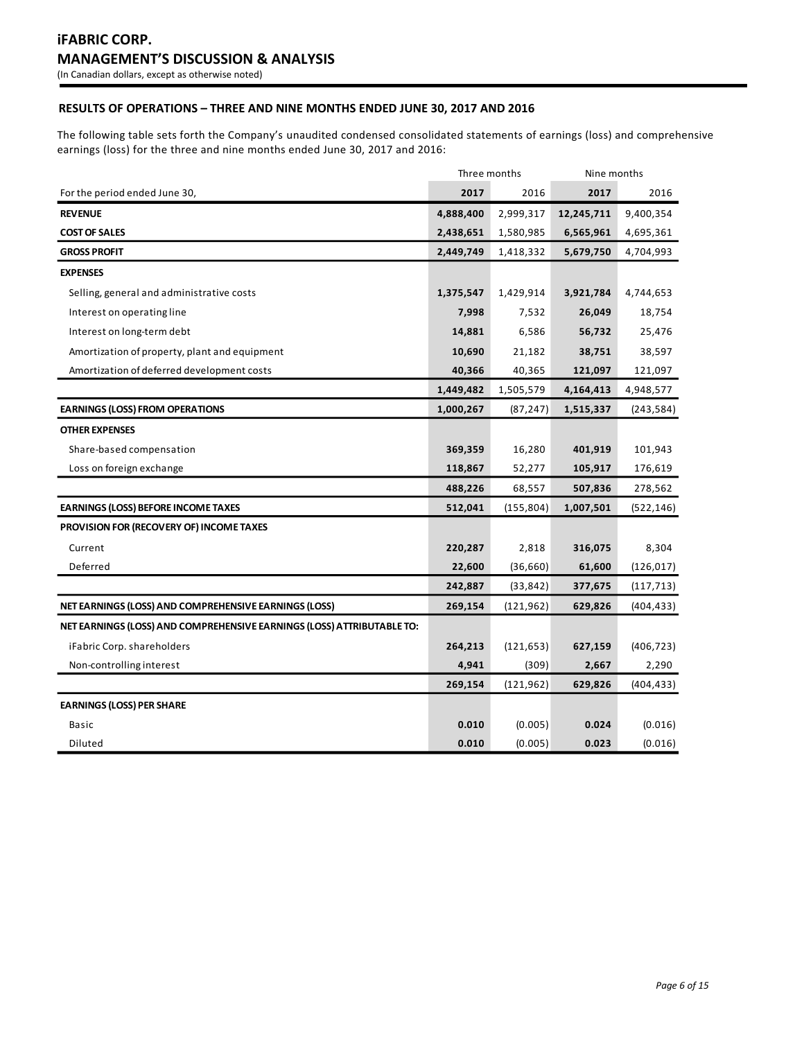**iFABRIC CORP.**
**MANAGEMENT'S DISCUSSION & ANALYSIS**
(In Canadian dollars, except as otherwise noted)

### RESULTS OF OPERATIONS – THREE AND NINE MONTHS ENDED JUNE 30, 2017 AND 2016

The following table sets forth the Company's unaudited condensed consolidated statements of earnings (loss) and comprehensive earnings (loss) for the three and nine months ended June 30, 2017 and 2016:

| | Three months | | Nine months | |
|---|---|---|---|---|
| For the period ended June 30, | **2017** | 2016 | **2017** | 2016 |
| **REVENUE** | **4,888,400** | 2,999,317 | **12,245,711** | 9,400,354 |
| **COST OF SALES** | **2,438,651** | 1,580,985 | **6,565,961** | 4,695,361 |
| **GROSS PROFIT** | **2,449,749** | 1,418,332 | **5,679,750** | 4,704,993 |
| **EXPENSES** | | | | |
| Selling, general and administrative costs | **1,375,547** | 1,429,914 | **3,921,784** | 4,744,653 |
| Interest on operating line | **7,998** | 7,532 | **26,049** | 18,754 |
| Interest on long-term debt | **14,881** | 6,586 | **56,732** | 25,476 |
| Amortization of property, plant and equipment | **10,690** | 21,182 | **38,751** | 38,597 |
| Amortization of deferred development costs | **40,366** | 40,365 | **121,097** | 121,097 |
| | **1,449,482** | 1,505,579 | **4,164,413** | 4,948,577 |
| **EARNINGS (LOSS) FROM OPERATIONS** | **1,000,267** | (87,247) | **1,515,337** | (243,584) |
| **OTHER EXPENSES** | | | | |
| Share-based compensation | **369,359** | 16,280 | **401,919** | 101,943 |
| Loss on foreign exchange | **118,867** | 52,277 | **105,917** | 176,619 |
| | **488,226** | 68,557 | **507,836** | 278,562 |
| **EARNINGS (LOSS) BEFORE INCOME TAXES** | **512,041** | (155,804) | **1,007,501** | (522,146) |
| **PROVISION FOR (RECOVERY OF) INCOME TAXES** | | | | |
| Current | **220,287** | 2,818 | **316,075** | 8,304 |
| Deferred | **22,600** | (36,660) | **61,600** | (126,017) |
| | **242,887** | (33,842) | **377,675** | (117,713) |
| **NET EARNINGS (LOSS) AND COMPREHENSIVE EARNINGS (LOSS)** | **269,154** | (121,962) | **629,826** | (404,433) |
| **NET EARNINGS (LOSS) AND COMPREHENSIVE EARNINGS (LOSS) ATTRIBUTABLE TO:** | | | | |
| iFabric Corp. shareholders | **264,213** | (121,653) | **627,159** | (406,723) |
| Non-controlling interest | **4,941** | (309) | **2,667** | 2,290 |
| | **269,154** | (121,962) | **629,826** | (404,433) |
| **EARNINGS (LOSS) PER SHARE** | | | | |
| Basic | **0.010** | (0.005) | **0.024** | (0.016) |
| Diluted | **0.010** | (0.005) | **0.023** | (0.016) |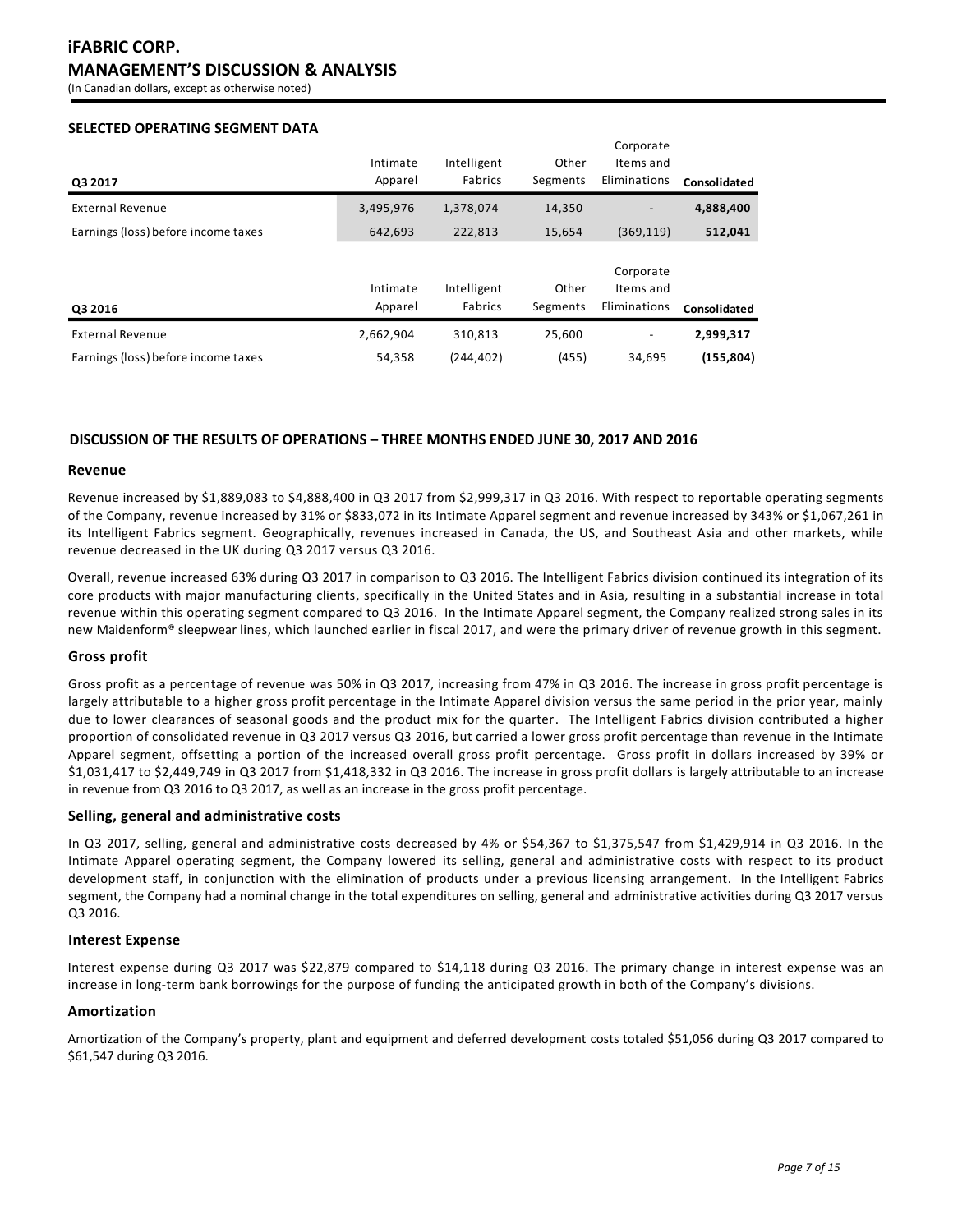## SELECTED OPERATING SEGMENT DATA

| Q3 2017 | Intimate Apparel | Intelligent Fabrics | Other Segments | Corporate Items and Eliminations | **Consolidated** |
|---|---|---|---|---|---|
| External Revenue | 3,495,976 | 1,378,074 | 14,350 | - | **4,888,400** |
| Earnings (loss) before income taxes | 642,693 | 222,813 | 15,654 | (369,119) | **512,041** |

| Q3 2016 | Intimate Apparel | Intelligent Fabrics | Other Segments | Corporate Items and Eliminations | **Consolidated** |
|---|---|---|---|---|---|
| External Revenue | 2,662,904 | 310,813 | 25,600 | - | **2,999,317** |
| Earnings (loss) before income taxes | 54,358 | (244,402) | (455) | 34,695 | **(155,804)** |

## DISCUSSION OF THE RESULTS OF OPERATIONS – THREE MONTHS ENDED JUNE 30, 2017 AND 2016

### Revenue

Revenue increased by $1,889,083 to $4,888,400 in Q3 2017 from $2,999,317 in Q3 2016. With respect to reportable operating segments of the Company, revenue increased by 31% or $833,072 in its Intimate Apparel segment and revenue increased by 343% or $1,067,261 in its Intelligent Fabrics segment. Geographically, revenues increased in Canada, the US, and Southeast Asia and other markets, while revenue decreased in the UK during Q3 2017 versus Q3 2016.

Overall, revenue increased 63% during Q3 2017 in comparison to Q3 2016. The Intelligent Fabrics division continued its integration of its core products with major manufacturing clients, specifically in the United States and in Asia, resulting in a substantial increase in total revenue within this operating segment compared to Q3 2016. In the Intimate Apparel segment, the Company realized strong sales in its new Maidenform® sleepwear lines, which launched earlier in fiscal 2017, and were the primary driver of revenue growth in this segment.

### Gross profit

Gross profit as a percentage of revenue was 50% in Q3 2017, increasing from 47% in Q3 2016. The increase in gross profit percentage is largely attributable to a higher gross profit percentage in the Intimate Apparel division versus the same period in the prior year, mainly due to lower clearances of seasonal goods and the product mix for the quarter. The Intelligent Fabrics division contributed a higher proportion of consolidated revenue in Q3 2017 versus Q3 2016, but carried a lower gross profit percentage than revenue in the Intimate Apparel segment, offsetting a portion of the increased overall gross profit percentage. Gross profit in dollars increased by 39% or $1,031,417 to $2,449,749 in Q3 2017 from $1,418,332 in Q3 2016. The increase in gross profit dollars is largely attributable to an increase in revenue from Q3 2016 to Q3 2017, as well as an increase in the gross profit percentage.

### Selling, general and administrative costs

In Q3 2017, selling, general and administrative costs decreased by 4% or $54,367 to $1,375,547 from $1,429,914 in Q3 2016. In the Intimate Apparel operating segment, the Company lowered its selling, general and administrative costs with respect to its product development staff, in conjunction with the elimination of products under a previous licensing arrangement. In the Intelligent Fabrics segment, the Company had a nominal change in the total expenditures on selling, general and administrative activities during Q3 2017 versus Q3 2016.

### Interest Expense

Interest expense during Q3 2017 was $22,879 compared to $14,118 during Q3 2016. The primary change in interest expense was an increase in long-term bank borrowings for the purpose of funding the anticipated growth in both of the Company's divisions.

### Amortization

Amortization of the Company's property, plant and equipment and deferred development costs totaled $51,056 during Q3 2017 compared to $61,547 during Q3 2016.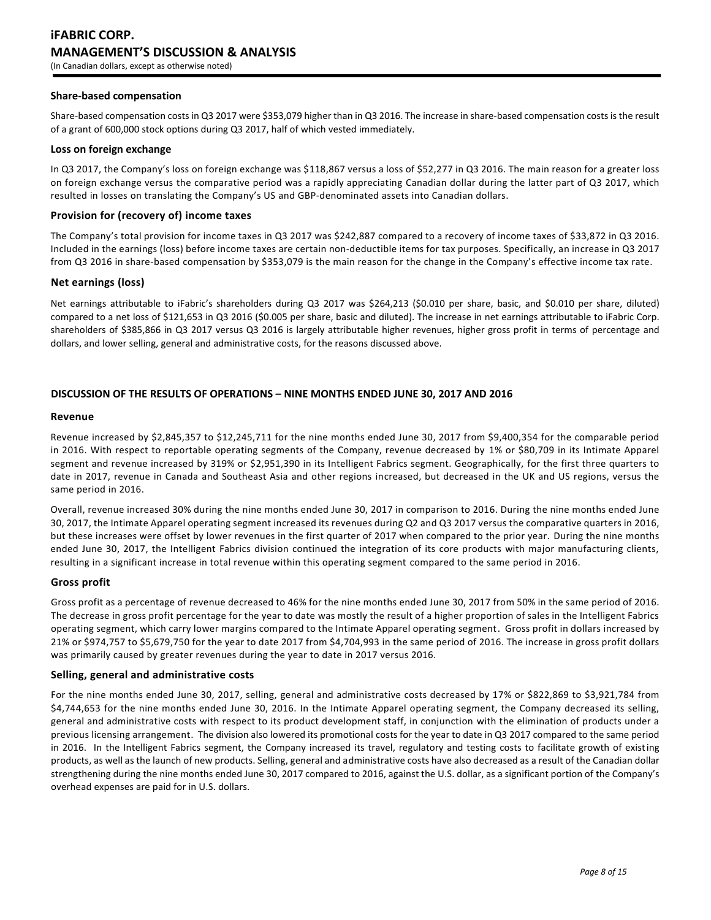### Share-based compensation

Share-based compensation costs in Q3 2017 were $353,079 higher than in Q3 2016. The increase in share-based compensation costs is the result of a grant of 600,000 stock options during Q3 2017, half of which vested immediately.

### Loss on foreign exchange

In Q3 2017, the Company's loss on foreign exchange was $118,867 versus a loss of $52,277 in Q3 2016. The main reason for a greater loss on foreign exchange versus the comparative period was a rapidly appreciating Canadian dollar during the latter part of Q3 2017, which resulted in losses on translating the Company's US and GBP-denominated assets into Canadian dollars.

### Provision for (recovery of) income taxes

The Company's total provision for income taxes in Q3 2017 was $242,887 compared to a recovery of income taxes of $33,872 in Q3 2016. Included in the earnings (loss) before income taxes are certain non-deductible items for tax purposes. Specifically, an increase in Q3 2017 from Q3 2016 in share-based compensation by $353,079 is the main reason for the change in the Company's effective income tax rate.

### Net earnings (loss)

Net earnings attributable to iFabric's shareholders during Q3 2017 was $264,213 ($0.010 per share, basic, and $0.010 per share, diluted) compared to a net loss of $121,653 in Q3 2016 ($0.005 per share, basic and diluted). The increase in net earnings attributable to iFabric Corp. shareholders of $385,866 in Q3 2017 versus Q3 2016 is largely attributable higher revenues, higher gross profit in terms of percentage and dollars, and lower selling, general and administrative costs, for the reasons discussed above.

## DISCUSSION OF THE RESULTS OF OPERATIONS – NINE MONTHS ENDED JUNE 30, 2017 AND 2016

### Revenue

Revenue increased by $2,845,357 to $12,245,711 for the nine months ended June 30, 2017 from $9,400,354 for the comparable period in 2016. With respect to reportable operating segments of the Company, revenue decreased by 1% or $80,709 in its Intimate Apparel segment and revenue increased by 319% or $2,951,390 in its Intelligent Fabrics segment. Geographically, for the first three quarters to date in 2017, revenue in Canada and Southeast Asia and other regions increased, but decreased in the UK and US regions, versus the same period in 2016.

Overall, revenue increased 30% during the nine months ended June 30, 2017 in comparison to 2016. During the nine months ended June 30, 2017, the Intimate Apparel operating segment increased its revenues during Q2 and Q3 2017 versus the comparative quarters in 2016, but these increases were offset by lower revenues in the first quarter of 2017 when compared to the prior year. During the nine months ended June 30, 2017, the Intelligent Fabrics division continued the integration of its core products with major manufacturing clients, resulting in a significant increase in total revenue within this operating segment compared to the same period in 2016.

### Gross profit

Gross profit as a percentage of revenue decreased to 46% for the nine months ended June 30, 2017 from 50% in the same period of 2016. The decrease in gross profit percentage for the year to date was mostly the result of a higher proportion of sales in the Intelligent Fabrics operating segment, which carry lower margins compared to the Intimate Apparel operating segment. Gross profit in dollars increased by 21% or $974,757 to $5,679,750 for the year to date 2017 from $4,704,993 in the same period of 2016. The increase in gross profit dollars was primarily caused by greater revenues during the year to date in 2017 versus 2016.

### Selling, general and administrative costs

For the nine months ended June 30, 2017, selling, general and administrative costs decreased by 17% or $822,869 to $3,921,784 from $4,744,653 for the nine months ended June 30, 2016. In the Intimate Apparel operating segment, the Company decreased its selling, general and administrative costs with respect to its product development staff, in conjunction with the elimination of products under a previous licensing arrangement. The division also lowered its promotional costs for the year to date in Q3 2017 compared to the same period in 2016. In the Intelligent Fabrics segment, the Company increased its travel, regulatory and testing costs to facilitate growth of existing products, as well as the launch of new products. Selling, general and administrative costs have also decreased as a result of the Canadian dollar strengthening during the nine months ended June 30, 2017 compared to 2016, against the U.S. dollar, as a significant portion of the Company's overhead expenses are paid for in U.S. dollars.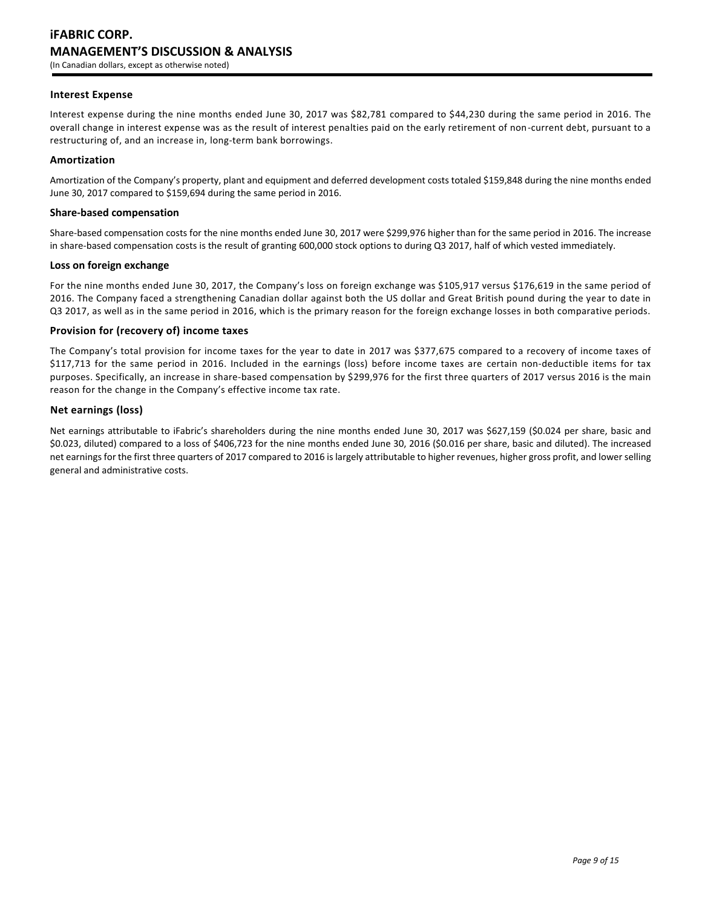### Interest Expense

Interest expense during the nine months ended June 30, 2017 was $82,781 compared to $44,230 during the same period in 2016. The overall change in interest expense was as the result of interest penalties paid on the early retirement of non-current debt, pursuant to a restructuring of, and an increase in, long-term bank borrowings.

### Amortization

Amortization of the Company's property, plant and equipment and deferred development costs totaled $159,848 during the nine months ended June 30, 2017 compared to $159,694 during the same period in 2016.

### Share-based compensation

Share-based compensation costs for the nine months ended June 30, 2017 were $299,976 higher than for the same period in 2016. The increase in share-based compensation costs is the result of granting 600,000 stock options to during Q3 2017, half of which vested immediately.

### Loss on foreign exchange

For the nine months ended June 30, 2017, the Company's loss on foreign exchange was $105,917 versus $176,619 in the same period of 2016. The Company faced a strengthening Canadian dollar against both the US dollar and Great British pound during the year to date in Q3 2017, as well as in the same period in 2016, which is the primary reason for the foreign exchange losses in both comparative periods.

### Provision for (recovery of) income taxes

The Company's total provision for income taxes for the year to date in 2017 was $377,675 compared to a recovery of income taxes of $117,713 for the same period in 2016. Included in the earnings (loss) before income taxes are certain non-deductible items for tax purposes. Specifically, an increase in share-based compensation by $299,976 for the first three quarters of 2017 versus 2016 is the main reason for the change in the Company's effective income tax rate.

### Net earnings (loss)

Net earnings attributable to iFabric's shareholders during the nine months ended June 30, 2017 was $627,159 ($0.024 per share, basic and $0.023, diluted) compared to a loss of $406,723 for the nine months ended June 30, 2016 ($0.016 per share, basic and diluted). The increased net earnings for the first three quarters of 2017 compared to 2016 is largely attributable to higher revenues, higher gross profit, and lower selling general and administrative costs.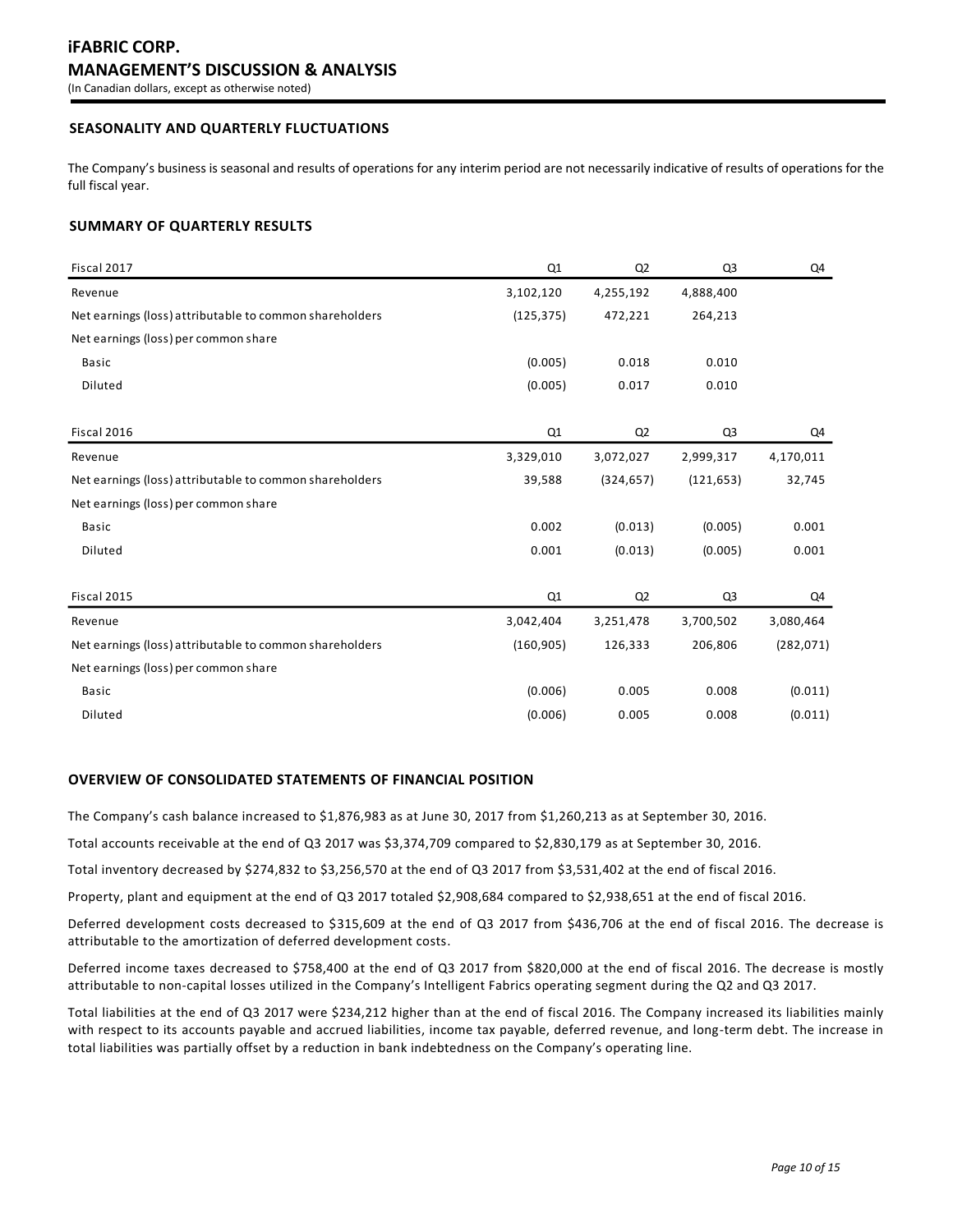## SEASONALITY AND QUARTERLY FLUCTUATIONS

The Company's business is seasonal and results of operations for any interim period are not necessarily indicative of results of operations for the full fiscal year.

## SUMMARY OF QUARTERLY RESULTS

| Fiscal 2017 | Q1 | Q2 | Q3 | Q4 |
|---|---|---|---|---|
| Revenue | 3,102,120 | 4,255,192 | 4,888,400 | |
| Net earnings (loss) attributable to common shareholders | (125,375) | 472,221 | 264,213 | |
| Net earnings (loss) per common share | | | | |
| Basic | (0.005) | 0.018 | 0.010 | |
| Diluted | (0.005) | 0.017 | 0.010 | |

| Fiscal 2016 | Q1 | Q2 | Q3 | Q4 |
|---|---|---|---|---|
| Revenue | 3,329,010 | 3,072,027 | 2,999,317 | 4,170,011 |
| Net earnings (loss) attributable to common shareholders | 39,588 | (324,657) | (121,653) | 32,745 |
| Net earnings (loss) per common share | | | | |
| Basic | 0.002 | (0.013) | (0.005) | 0.001 |
| Diluted | 0.001 | (0.013) | (0.005) | 0.001 |

| Fiscal 2015 | Q1 | Q2 | Q3 | Q4 |
|---|---|---|---|---|
| Revenue | 3,042,404 | 3,251,478 | 3,700,502 | 3,080,464 |
| Net earnings (loss) attributable to common shareholders | (160,905) | 126,333 | 206,806 | (282,071) |
| Net earnings (loss) per common share | | | | |
| Basic | (0.006) | 0.005 | 0.008 | (0.011) |
| Diluted | (0.006) | 0.005 | 0.008 | (0.011) |

## OVERVIEW OF CONSOLIDATED STATEMENTS OF FINANCIAL POSITION

The Company's cash balance increased to $1,876,983 as at June 30, 2017 from $1,260,213 as at September 30, 2016.

Total accounts receivable at the end of Q3 2017 was $3,374,709 compared to $2,830,179 as at September 30, 2016.

Total inventory decreased by $274,832 to $3,256,570 at the end of Q3 2017 from $3,531,402 at the end of fiscal 2016.

Property, plant and equipment at the end of Q3 2017 totaled $2,908,684 compared to $2,938,651 at the end of fiscal 2016.

Deferred development costs decreased to $315,609 at the end of Q3 2017 from $436,706 at the end of fiscal 2016. The decrease is attributable to the amortization of deferred development costs.

Deferred income taxes decreased to $758,400 at the end of Q3 2017 from $820,000 at the end of fiscal 2016. The decrease is mostly attributable to non-capital losses utilized in the Company's Intelligent Fabrics operating segment during the Q2 and Q3 2017.

Total liabilities at the end of Q3 2017 were $234,212 higher than at the end of fiscal 2016. The Company increased its liabilities mainly with respect to its accounts payable and accrued liabilities, income tax payable, deferred revenue, and long-term debt. The increase in total liabilities was partially offset by a reduction in bank indebtedness on the Company's operating line.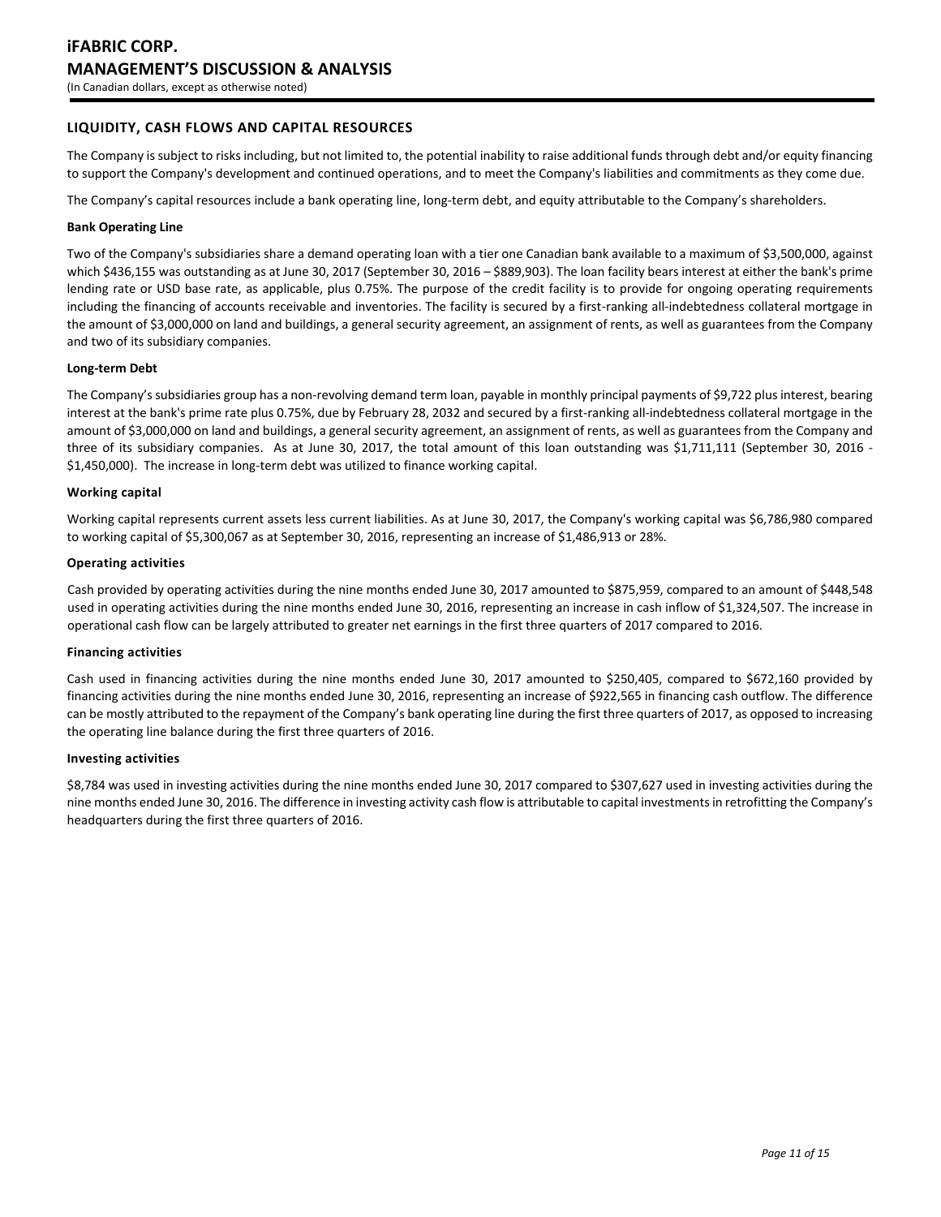## LIQUIDITY, CASH FLOWS AND CAPITAL RESOURCES

The Company is subject to risks including, but not limited to, the potential inability to raise additional funds through debt and/or equity financing to support the Company's development and continued operations, and to meet the Company's liabilities and commitments as they come due.

The Company's capital resources include a bank operating line, long-term debt, and equity attributable to the Company's shareholders.

**Bank Operating Line**

Two of the Company's subsidiaries share a demand operating loan with a tier one Canadian bank available to a maximum of $3,500,000, against which $436,155 was outstanding as at June 30, 2017 (September 30, 2016 – $889,903). The loan facility bears interest at either the bank's prime lending rate or USD base rate, as applicable, plus 0.75%. The purpose of the credit facility is to provide for ongoing operating requirements including the financing of accounts receivable and inventories. The facility is secured by a first-ranking all-indebtedness collateral mortgage in the amount of $3,000,000 on land and buildings, a general security agreement, an assignment of rents, as well as guarantees from the Company and two of its subsidiary companies.

**Long-term Debt**

The Company's subsidiaries group has a non-revolving demand term loan, payable in monthly principal payments of $9,722 plus interest, bearing interest at the bank's prime rate plus 0.75%, due by February 28, 2032 and secured by a first-ranking all-indebtedness collateral mortgage in the amount of $3,000,000 on land and buildings, a general security agreement, an assignment of rents, as well as guarantees from the Company and three of its subsidiary companies. As at June 30, 2017, the total amount of this loan outstanding was $1,711,111 (September 30, 2016 - $1,450,000). The increase in long-term debt was utilized to finance working capital.

**Working capital**

Working capital represents current assets less current liabilities. As at June 30, 2017, the Company's working capital was $6,786,980 compared to working capital of $5,300,067 as at September 30, 2016, representing an increase of $1,486,913 or 28%.

**Operating activities**

Cash provided by operating activities during the nine months ended June 30, 2017 amounted to $875,959, compared to an amount of $448,548 used in operating activities during the nine months ended June 30, 2016, representing an increase in cash inflow of $1,324,507. The increase in operational cash flow can be largely attributed to greater net earnings in the first three quarters of 2017 compared to 2016.

**Financing activities**

Cash used in financing activities during the nine months ended June 30, 2017 amounted to $250,405, compared to $672,160 provided by financing activities during the nine months ended June 30, 2016, representing an increase of $922,565 in financing cash outflow. The difference can be mostly attributed to the repayment of the Company's bank operating line during the first three quarters of 2017, as opposed to increasing the operating line balance during the first three quarters of 2016.

**Investing activities**

$8,784 was used in investing activities during the nine months ended June 30, 2017 compared to $307,627 used in investing activities during the nine months ended June 30, 2016. The difference in investing activity cash flow is attributable to capital investments in retrofitting the Company's headquarters during the first three quarters of 2016.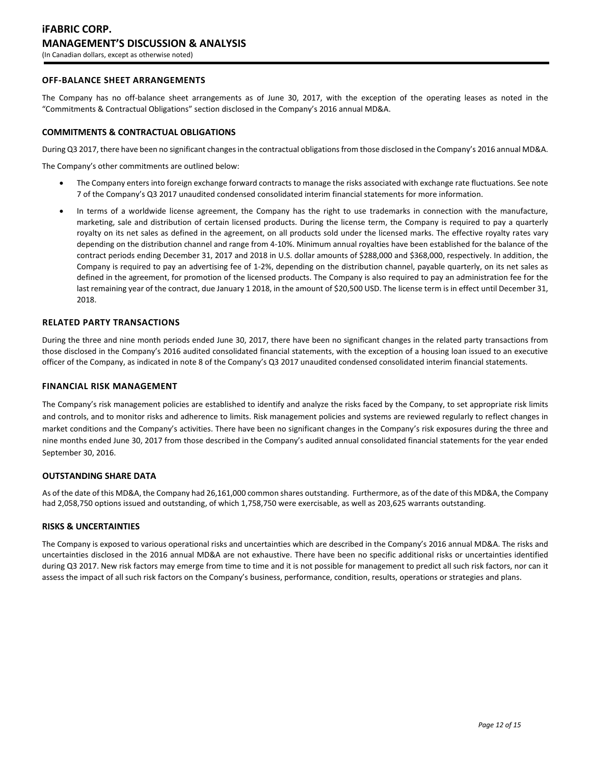## OFF-BALANCE SHEET ARRANGEMENTS

The Company has no off-balance sheet arrangements as of June 30, 2017, with the exception of the operating leases as noted in the "Commitments & Contractual Obligations" section disclosed in the Company's 2016 annual MD&A.

## COMMITMENTS & CONTRACTUAL OBLIGATIONS

During Q3 2017, there have been no significant changes in the contractual obligations from those disclosed in the Company's 2016 annual MD&A.

The Company's other commitments are outlined below:

- The Company enters into foreign exchange forward contracts to manage the risks associated with exchange rate fluctuations. See note 7 of the Company's Q3 2017 unaudited condensed consolidated interim financial statements for more information.
- In terms of a worldwide license agreement, the Company has the right to use trademarks in connection with the manufacture, marketing, sale and distribution of certain licensed products. During the license term, the Company is required to pay a quarterly royalty on its net sales as defined in the agreement, on all products sold under the licensed marks. The effective royalty rates vary depending on the distribution channel and range from 4-10%. Minimum annual royalties have been established for the balance of the contract periods ending December 31, 2017 and 2018 in U.S. dollar amounts of $288,000 and $368,000, respectively. In addition, the Company is required to pay an advertising fee of 1-2%, depending on the distribution channel, payable quarterly, on its net sales as defined in the agreement, for promotion of the licensed products. The Company is also required to pay an administration fee for the last remaining year of the contract, due January 1 2018, in the amount of $20,500 USD. The license term is in effect until December 31, 2018.

## RELATED PARTY TRANSACTIONS

During the three and nine month periods ended June 30, 2017, there have been no significant changes in the related party transactions from those disclosed in the Company's 2016 audited consolidated financial statements, with the exception of a housing loan issued to an executive officer of the Company, as indicated in note 8 of the Company's Q3 2017 unaudited condensed consolidated interim financial statements.

## FINANCIAL RISK MANAGEMENT

The Company's risk management policies are established to identify and analyze the risks faced by the Company, to set appropriate risk limits and controls, and to monitor risks and adherence to limits. Risk management policies and systems are reviewed regularly to reflect changes in market conditions and the Company's activities. There have been no significant changes in the Company's risk exposures during the three and nine months ended June 30, 2017 from those described in the Company's audited annual consolidated financial statements for the year ended September 30, 2016.

## OUTSTANDING SHARE DATA

As of the date of this MD&A, the Company had 26,161,000 common shares outstanding. Furthermore, as of the date of this MD&A, the Company had 2,058,750 options issued and outstanding, of which 1,758,750 were exercisable, as well as 203,625 warrants outstanding.

## RISKS & UNCERTAINTIES

The Company is exposed to various operational risks and uncertainties which are described in the Company's 2016 annual MD&A. The risks and uncertainties disclosed in the 2016 annual MD&A are not exhaustive. There have been no specific additional risks or uncertainties identified during Q3 2017. New risk factors may emerge from time to time and it is not possible for management to predict all such risk factors, nor can it assess the impact of all such risk factors on the Company's business, performance, condition, results, operations or strategies and plans.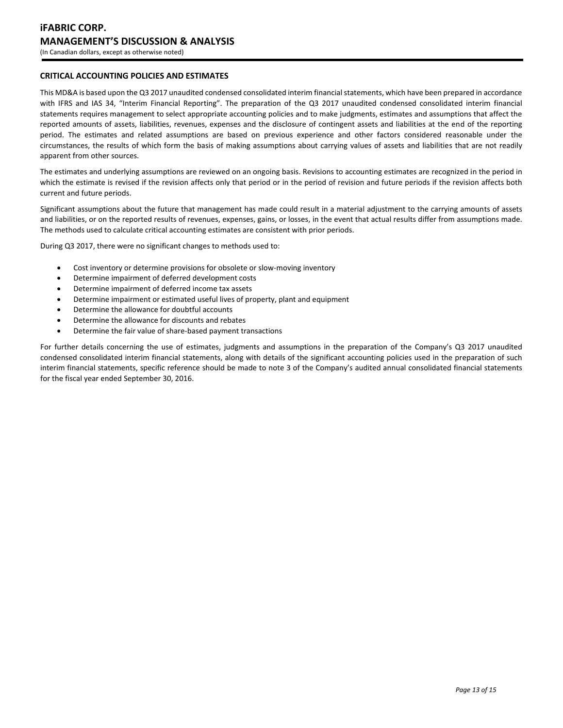## CRITICAL ACCOUNTING POLICIES AND ESTIMATES

This MD&A is based upon the Q3 2017 unaudited condensed consolidated interim financial statements, which have been prepared in accordance with IFRS and IAS 34, "Interim Financial Reporting". The preparation of the Q3 2017 unaudited condensed consolidated interim financial statements requires management to select appropriate accounting policies and to make judgments, estimates and assumptions that affect the reported amounts of assets, liabilities, revenues, expenses and the disclosure of contingent assets and liabilities at the end of the reporting period. The estimates and related assumptions are based on previous experience and other factors considered reasonable under the circumstances, the results of which form the basis of making assumptions about carrying values of assets and liabilities that are not readily apparent from other sources.

The estimates and underlying assumptions are reviewed on an ongoing basis. Revisions to accounting estimates are recognized in the period in which the estimate is revised if the revision affects only that period or in the period of revision and future periods if the revision affects both current and future periods.

Significant assumptions about the future that management has made could result in a material adjustment to the carrying amounts of assets and liabilities, or on the reported results of revenues, expenses, gains, or losses, in the event that actual results differ from assumptions made. The methods used to calculate critical accounting estimates are consistent with prior periods.

During Q3 2017, there were no significant changes to methods used to:

- Cost inventory or determine provisions for obsolete or slow-moving inventory
- Determine impairment of deferred development costs
- Determine impairment of deferred income tax assets
- Determine impairment or estimated useful lives of property, plant and equipment
- Determine the allowance for doubtful accounts
- Determine the allowance for discounts and rebates
- Determine the fair value of share-based payment transactions

For further details concerning the use of estimates, judgments and assumptions in the preparation of the Company's Q3 2017 unaudited condensed consolidated interim financial statements, along with details of the significant accounting policies used in the preparation of such interim financial statements, specific reference should be made to note 3 of the Company's audited annual consolidated financial statements for the fiscal year ended September 30, 2016.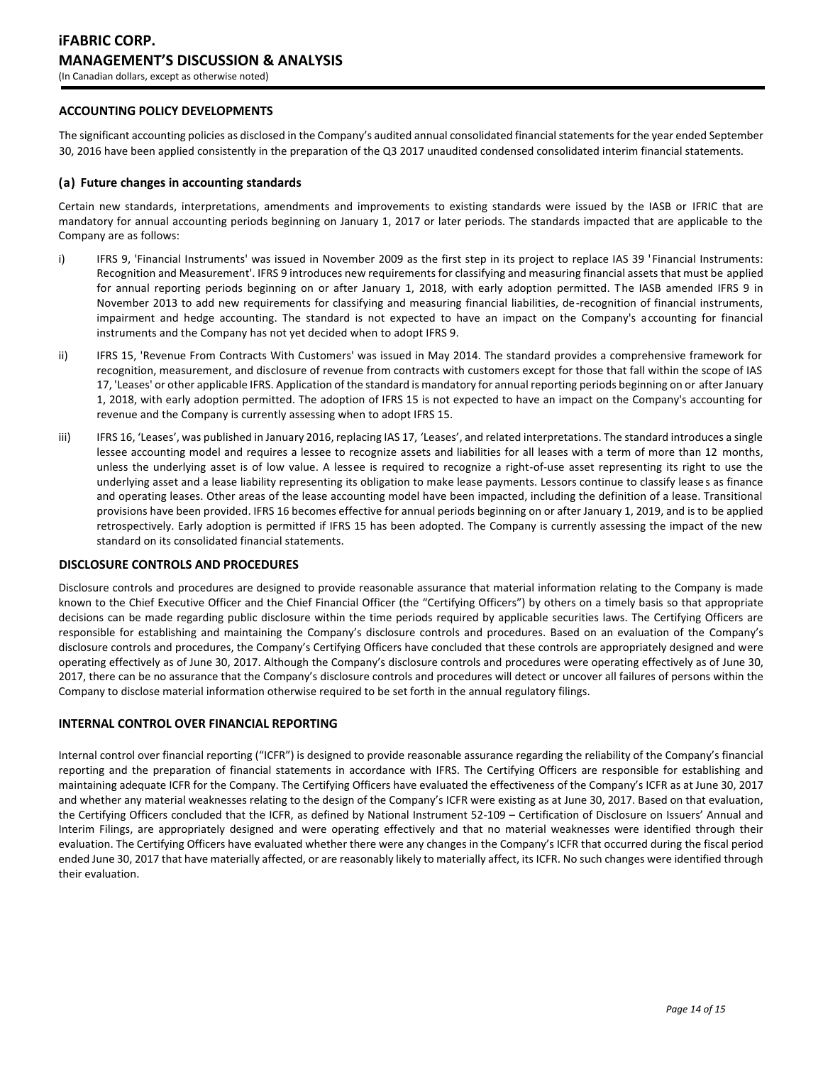## ACCOUNTING POLICY DEVELOPMENTS

The significant accounting policies as disclosed in the Company's audited annual consolidated financial statements for the year ended September 30, 2016 have been applied consistently in the preparation of the Q3 2017 unaudited condensed consolidated interim financial statements.

### (a) Future changes in accounting standards

Certain new standards, interpretations, amendments and improvements to existing standards were issued by the IASB or IFRIC that are mandatory for annual accounting periods beginning on January 1, 2017 or later periods. The standards impacted that are applicable to the Company are as follows:

i) IFRS 9, 'Financial Instruments' was issued in November 2009 as the first step in its project to replace IAS 39 'Financial Instruments: Recognition and Measurement'. IFRS 9 introduces new requirements for classifying and measuring financial assets that must be applied for annual reporting periods beginning on or after January 1, 2018, with early adoption permitted. The IASB amended IFRS 9 in November 2013 to add new requirements for classifying and measuring financial liabilities, de-recognition of financial instruments, impairment and hedge accounting. The standard is not expected to have an impact on the Company's accounting for financial instruments and the Company has not yet decided when to adopt IFRS 9.

ii) IFRS 15, 'Revenue From Contracts With Customers' was issued in May 2014. The standard provides a comprehensive framework for recognition, measurement, and disclosure of revenue from contracts with customers except for those that fall within the scope of IAS 17, 'Leases' or other applicable IFRS. Application of the standard is mandatory for annual reporting periods beginning on or after January 1, 2018, with early adoption permitted. The adoption of IFRS 15 is not expected to have an impact on the Company's accounting for revenue and the Company is currently assessing when to adopt IFRS 15.

iii) IFRS 16, 'Leases', was published in January 2016, replacing IAS 17, 'Leases', and related interpretations. The standard introduces a single lessee accounting model and requires a lessee to recognize assets and liabilities for all leases with a term of more than 12 months, unless the underlying asset is of low value. A lessee is required to recognize a right-of-use asset representing its right to use the underlying asset and a lease liability representing its obligation to make lease payments. Lessors continue to classify leases as finance and operating leases. Other areas of the lease accounting model have been impacted, including the definition of a lease. Transitional provisions have been provided. IFRS 16 becomes effective for annual periods beginning on or after January 1, 2019, and is to be applied retrospectively. Early adoption is permitted if IFRS 15 has been adopted. The Company is currently assessing the impact of the new standard on its consolidated financial statements.

## DISCLOSURE CONTROLS AND PROCEDURES

Disclosure controls and procedures are designed to provide reasonable assurance that material information relating to the Company is made known to the Chief Executive Officer and the Chief Financial Officer (the "Certifying Officers") by others on a timely basis so that appropriate decisions can be made regarding public disclosure within the time periods required by applicable securities laws. The Certifying Officers are responsible for establishing and maintaining the Company's disclosure controls and procedures. Based on an evaluation of the Company's disclosure controls and procedures, the Company's Certifying Officers have concluded that these controls are appropriately designed and were operating effectively as of June 30, 2017. Although the Company's disclosure controls and procedures were operating effectively as of June 30, 2017, there can be no assurance that the Company's disclosure controls and procedures will detect or uncover all failures of persons within the Company to disclose material information otherwise required to be set forth in the annual regulatory filings.

## INTERNAL CONTROL OVER FINANCIAL REPORTING

Internal control over financial reporting ("ICFR") is designed to provide reasonable assurance regarding the reliability of the Company's financial reporting and the preparation of financial statements in accordance with IFRS. The Certifying Officers are responsible for establishing and maintaining adequate ICFR for the Company. The Certifying Officers have evaluated the effectiveness of the Company's ICFR as at June 30, 2017 and whether any material weaknesses relating to the design of the Company's ICFR were existing as at June 30, 2017. Based on that evaluation, the Certifying Officers concluded that the ICFR, as defined by National Instrument 52-109 – Certification of Disclosure on Issuers' Annual and Interim Filings, are appropriately designed and were operating effectively and that no material weaknesses were identified through their evaluation. The Certifying Officers have evaluated whether there were any changes in the Company's ICFR that occurred during the fiscal period ended June 30, 2017 that have materially affected, or are reasonably likely to materially affect, its ICFR. No such changes were identified through their evaluation.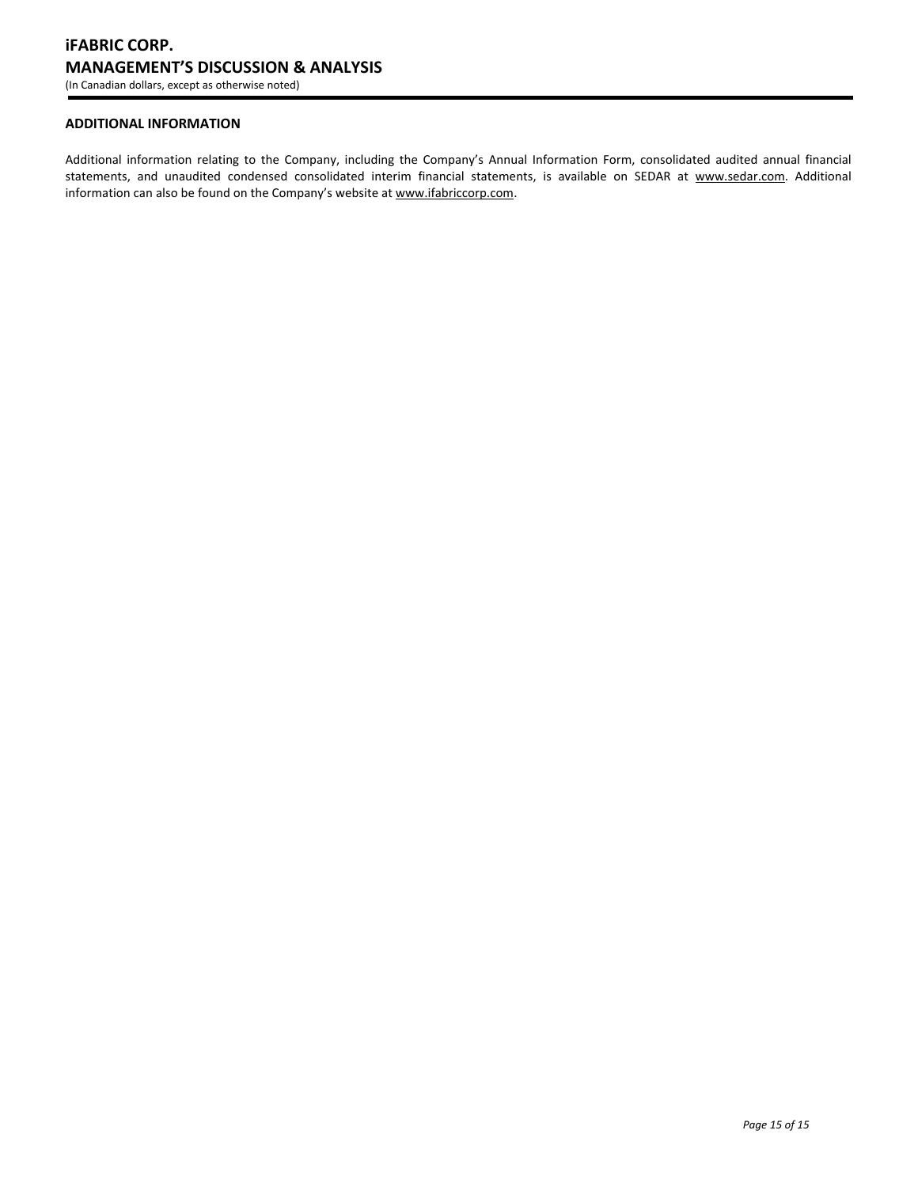## ADDITIONAL INFORMATION

Additional information relating to the Company, including the Company's Annual Information Form, consolidated audited annual financial statements, and unaudited condensed consolidated interim financial statements, is available on SEDAR at www.sedar.com. Additional information can also be found on the Company's website at www.ifabriccorp.com.